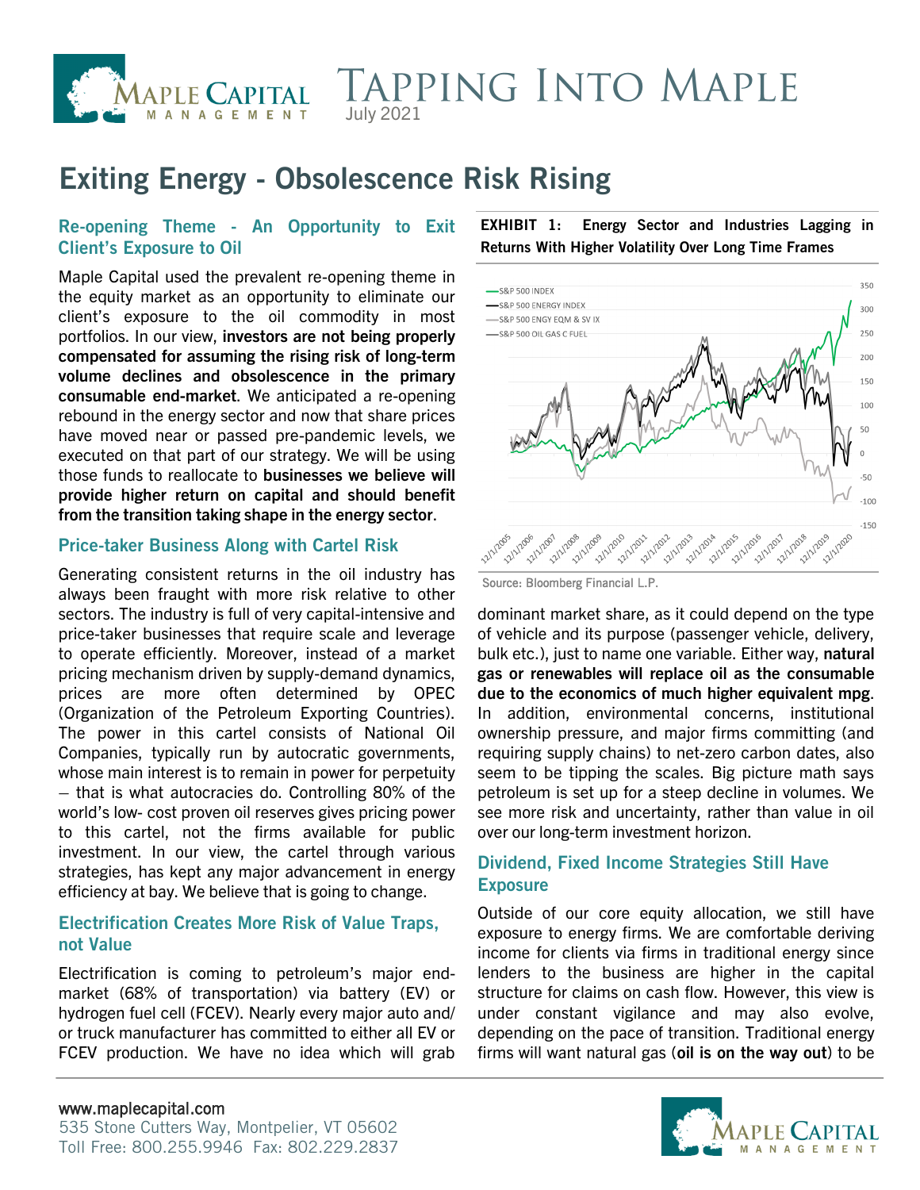# Tapping Into Maple

July 2021

## Exiting Energy - Obsolescence Risk Rising

### Re-opening Theme - An Opportunity to Exit Client's Exposure to Oil

Maple Capital used the prevalent re-opening theme in the equity market as an opportunity to eliminate our client's exposure to the oil commodity in most portfolios. In our view, **investors are not being properly compensated for assuming the rising risk of long-term volume declines and obsolescence in the primary consumable end-market**. We anticipated a re-opening rebound in the energy sector and now that share prices have moved near or passed pre-pandemic levels, we executed on that part of our strategy. We will be using those funds to reallocate to **businesses we believe will provide higher return on capital and should benefit from the transition taking shape in the energy sector**.

### Price-taker Business Along with Cartel Risk

Generating consistent returns in the oil industry has always been fraught with more risk relative to other sectors. The industry is full of very capital-intensive and price-taker businesses that require scale and leverage to operate efficiently. Moreover, instead of a market pricing mechanism driven by supply-demand dynamics, prices are more often determined by OPEC (Organization of the Petroleum Exporting Countries). The power in this cartel consists of National Oil Companies, typically run by autocratic governments, whose main interest is to remain in power for perpetuity – that is what autocracies do. Controlling 80% of the world's low- cost proven oil reserves gives pricing power to this cartel, not the firms available for public investment. In our view, the cartel through various strategies, has kept any major advancement in energy efficiency at bay. We believe that is going to change.

### Electrification Creates More Risk of Value Traps, not Value

Electrification is coming to petroleum's major end-market (68% of transportation) via battery (EV) or hydrogen fuel cell (FCEV). Nearly every major auto and/or truck manufacturer has committed to either all EV or FCEV production. We have no idea which will grab dominant market share, as it could depend on the type of vehicle and its purpose (passenger vehicle, delivery, bulk etc.), just to name one variable. Either way, **natural gas or renewables will replace oil as the consumable due to the economics of much higher equivalent mpg**. In addition, environmental concerns, institutional ownership pressure, and major firms committing (and requiring supply chains) to net-zero carbon dates, also seem to be tipping the scales. Big picture math says petroleum is set up for a steep decline in volumes. We see more risk and uncertainty, rather than value in oil over our long-term investment horizon.

**EXHIBIT 1: Energy Sector and Industries Lagging in Returns With Higher Volatility Over Long Time Frames**

Source: Bloomberg Financial L.P.

### Dividend, Fixed Income Strategies Still Have Exposure

Outside of our core equity allocation, we still have exposure to energy firms. We are comfortable deriving income for clients via firms in traditional energy since lenders to the business are higher in the capital structure for claims on cash flow. However, this view is under constant vigilance and may also evolve, depending on the pace of transition. Traditional energy firms will want natural gas (**oil is on the way out**) to be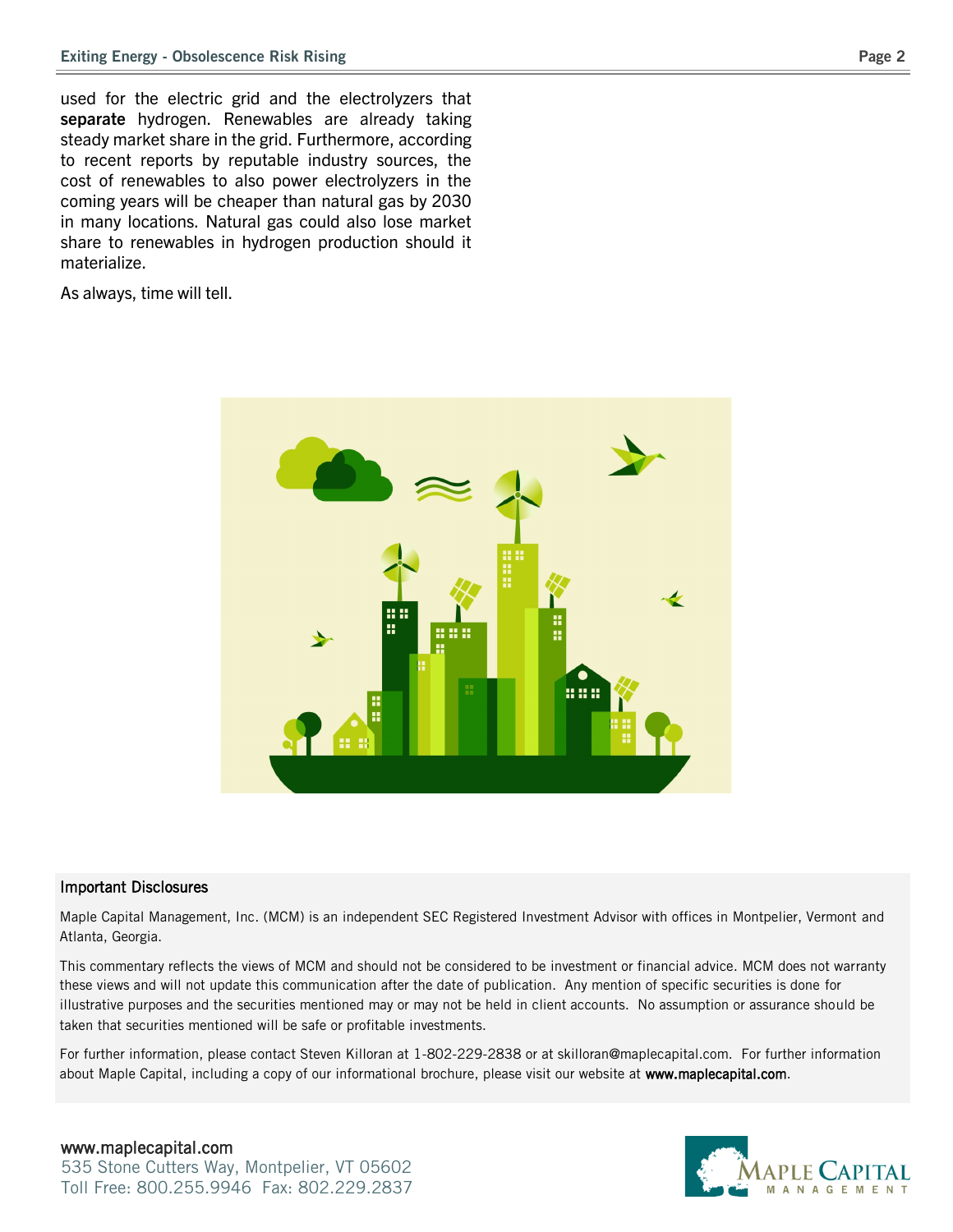used for the electric grid and the electrolyzers that **separate** hydrogen. Renewables are already taking steady market share in the grid. Furthermore, according to recent reports by reputable industry sources, the cost of renewables to also power electrolyzers in the coming years will be cheaper than natural gas by 2030 in many locations. Natural gas could also lose market share to renewables in hydrogen production should it materialize.

As always, time will tell.

### Important Disclosures

Maple Capital Management, Inc. (MCM) is an independent SEC Registered Investment Advisor with offices in Montpelier, Vermont and Atlanta, Georgia.

This commentary reflects the views of MCM and should not be considered to be investment or financial advice. MCM does not warranty these views and will not update this communication after the date of publication. Any mention of specific securities is done for illustrative purposes and the securities mentioned may or may not be held in client accounts. No assumption or assurance should be taken that securities mentioned will be safe or profitable investments.

For further information, please contact Steven Killoran at 1-802-229-2838 or at skilloran@maplecapital.com. For further information about Maple Capital, including a copy of our informational brochure, please visit our website at **www.maplecapital.com**.

www.maplecapital.com
535 Stone Cutters Way, Montpelier, VT 05602
Toll Free: 800.255.9946 Fax: 802.229.2837

MAPLE CAPITAL MANAGEMENT